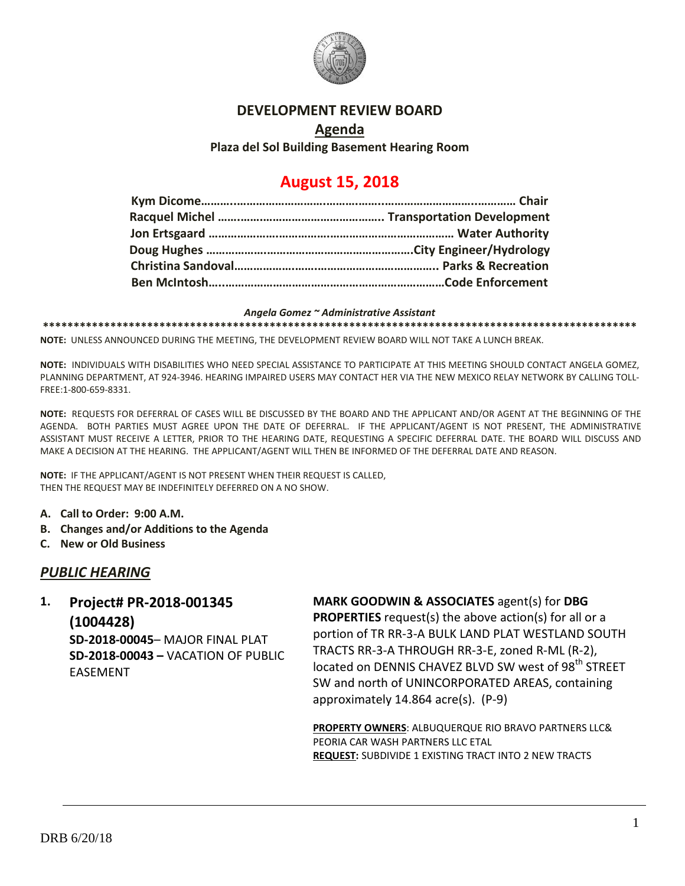# DEVELOPMENT REVIEW BOARD

## Agenda

**Plaza del Sol Building Basement Hearing Room**

## August 15, 2018

**Kym Dicome……………………………………………………………………………… Chair**
**Racquel Michel ……………………………………………. Transportation Development**
**Jon Ertsgaard ………………………………………………………………… Water Authority**
**Doug Hughes ……………………………………………………….City Engineer/Hydrology**
**Christina Sandoval……………………………………………………….. Parks & Recreation**
**Ben McIntosh……………………………………………………………Code Enforcement**

***Angela Gomez ~ Administrative Assistant***

**\*\*\*\*\*\*\*\*\*\*\*\*\*\*\*\*\*\*\*\*\*\*\*\*\*\*\*\*\*\*\*\*\*\*\*\*\*\*\*\*\*\*\*\*\*\*\*\*\*\*\*\*\*\*\*\*\*\*\*\*\*\*\*\*\*\*\*\*\*\*\*\*\*\*\*\*\*\*\*\*\*\*\*\*\*\*\*\*\*\*\*\*\*\*\*\*\*\*\*\*\***

**NOTE:** UNLESS ANNOUNCED DURING THE MEETING, THE DEVELOPMENT REVIEW BOARD WILL NOT TAKE A LUNCH BREAK.

**NOTE:** INDIVIDUALS WITH DISABILITIES WHO NEED SPECIAL ASSISTANCE TO PARTICIPATE AT THIS MEETING SHOULD CONTACT ANGELA GOMEZ, PLANNING DEPARTMENT, AT 924-3946. HEARING IMPAIRED USERS MAY CONTACT HER VIA THE NEW MEXICO RELAY NETWORK BY CALLING TOLL-FREE:1-800-659-8331.

**NOTE:** REQUESTS FOR DEFERRAL OF CASES WILL BE DISCUSSED BY THE BOARD AND THE APPLICANT AND/OR AGENT AT THE BEGINNING OF THE AGENDA. BOTH PARTIES MUST AGREE UPON THE DATE OF DEFERRAL. IF THE APPLICANT/AGENT IS NOT PRESENT, THE ADMINISTRATIVE ASSISTANT MUST RECEIVE A LETTER, PRIOR TO THE HEARING DATE, REQUESTING A SPECIFIC DEFERRAL DATE. THE BOARD WILL DISCUSS AND MAKE A DECISION AT THE HEARING. THE APPLICANT/AGENT WILL THEN BE INFORMED OF THE DEFERRAL DATE AND REASON.

**NOTE:** IF THE APPLICANT/AGENT IS NOT PRESENT WHEN THEIR REQUEST IS CALLED, THEN THE REQUEST MAY BE INDEFINITELY DEFERRED ON A NO SHOW.

- **A. Call to Order: 9:00 A.M.**
- **B. Changes and/or Additions to the Agenda**
- **C. New or Old Business**

## *PUBLIC HEARING*

**1. Project# PR-2018-001345 (1004428)**
**SD-2018-00045**– MAJOR FINAL PLAT
**SD-2018-00043 –** VACATION OF PUBLIC EASEMENT

**MARK GOODWIN & ASSOCIATES** agent(s) for **DBG PROPERTIES** request(s) the above action(s) for all or a portion of TR RR-3-A BULK LAND PLAT WESTLAND SOUTH TRACTS RR-3-A THROUGH RR-3-E, zoned R-ML (R-2), located on DENNIS CHAVEZ BLVD SW west of 98th STREET SW and north of UNINCORPORATED AREAS, containing approximately 14.864 acre(s). (P-9)

**PROPERTY OWNERS**: ALBUQUERQUE RIO BRAVO PARTNERS LLC& PEORIA CAR WASH PARTNERS LLC ETAL
**REQUEST:** SUBDIVIDE 1 EXISTING TRACT INTO 2 NEW TRACTS

DRB 6/20/18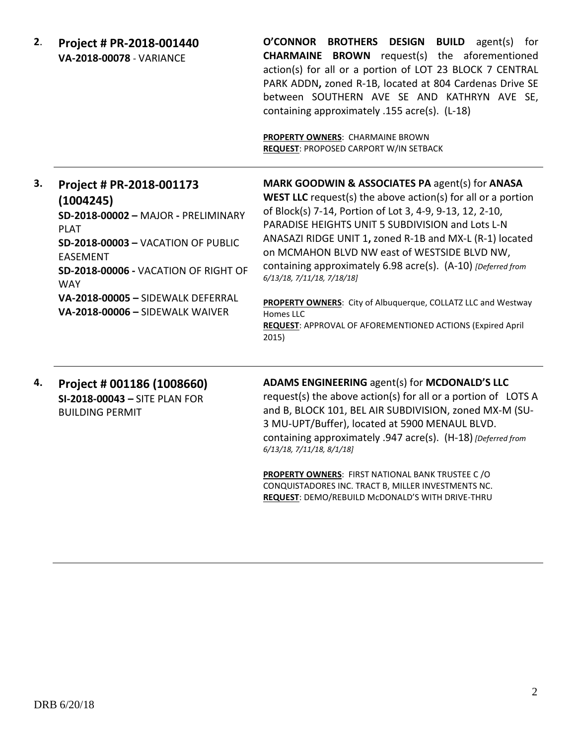**2.** **Project # PR-2018-001440**
**VA-2018-00078** - VARIANCE

**O'CONNOR BROTHERS DESIGN BUILD** agent(s) for **CHARMAINE BROWN** request(s) the aforementioned action(s) for all or a portion of LOT 23 BLOCK 7 CENTRAL PARK ADDN**,** zoned R-1B, located at 804 Cardenas Drive SE between SOUTHERN AVE SE AND KATHRYN AVE SE, containing approximately .155 acre(s). (L-18)

**PROPERTY OWNERS**: CHARMAINE BROWN
**REQUEST**: PROPOSED CARPORT W/IN SETBACK

---

**3.** **Project # PR-2018-001173 (1004245)**
**SD-2018-00002 –** MAJOR **-** PRELIMINARY PLAT
**SD-2018-00003 –** VACATION OF PUBLIC EASEMENT
**SD-2018-00006 -** VACATION OF RIGHT OF WAY
**VA-2018-00005 –** SIDEWALK DEFERRAL
**VA-2018-00006 –** SIDEWALK WAIVER

**MARK GOODWIN & ASSOCIATES PA** agent(s) for **ANASA WEST LLC** request(s) the above action(s) for all or a portion of Block(s) 7-14, Portion of Lot 3, 4-9, 9-13, 12, 2-10, PARADISE HEIGHTS UNIT 5 SUBDIVISION and Lots L-N ANASAZI RIDGE UNIT 1**,** zoned R-1B and MX-L (R-1) located on MCMAHON BLVD NW east of WESTSIDE BLVD NW, containing approximately 6.98 acre(s). (A-10) *[Deferred from 6/13/18, 7/11/18, 7/18/18]*

**PROPERTY OWNERS**: City of Albuquerque, COLLATZ LLC and Westway Homes LLC
**REQUEST**: APPROVAL OF AFOREMENTIONED ACTIONS (Expired April 2015)

---

**4.** **Project # 001186 (1008660)**
**SI-2018-00043 –** SITE PLAN FOR BUILDING PERMIT

**ADAMS ENGINEERING** agent(s) for **MCDONALD'S LLC** request(s) the above action(s) for all or a portion of LOTS A and B, BLOCK 101, BEL AIR SUBDIVISION, zoned MX-M (SU-3 MU-UPT/Buffer), located at 5900 MENAUL BLVD. containing approximately .947 acre(s). (H-18) *[Deferred from 6/13/18, 7/11/18, 8/1/18]*

**PROPERTY OWNERS**: FIRST NATIONAL BANK TRUSTEE C /O CONQUISTADORES INC. TRACT B, MILLER INVESTMENTS NC.
**REQUEST**: DEMO/REBUILD McDONALD'S WITH DRIVE-THRU

---

DRB 6/20/18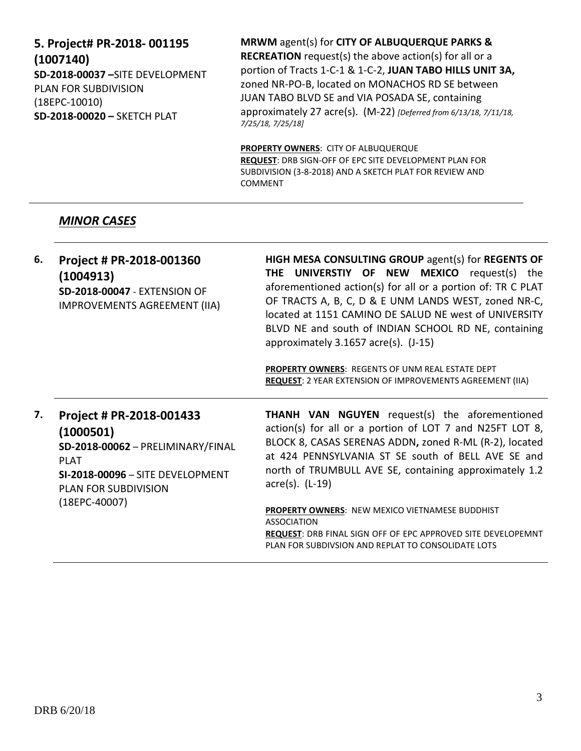**5. Project# PR-2018- 001195 (1007140)**
**SD-2018-00037 –**SITE DEVELOPMENT PLAN FOR SUBDIVISION (18EPC-10010)
**SD-2018-00020 –** SKETCH PLAT

**MRWM** agent(s) for **CITY OF ALBUQUERQUE PARKS & RECREATION** request(s) the above action(s) for all or a portion of Tracts 1-C-1 & 1-C-2, **JUAN TABO HILLS UNIT 3A,** zoned NR-PO-B, located on MONACHOS RD SE between JUAN TABO BLVD SE and VIA POSADA SE, containing approximately 27 acre(s). (M-22) *[Deferred from 6/13/18, 7/11/18, 7/25/18, 7/25/18]*

**PROPERTY OWNERS**: CITY OF ALBUQUERQUE
**REQUEST**: DRB SIGN-OFF OF EPC SITE DEVELOPMENT PLAN FOR SUBDIVISION (3-8-2018) AND A SKETCH PLAT FOR REVIEW AND COMMENT

---

## *MINOR CASES*

---

**6. Project # PR-2018-001360 (1004913)**
**SD-2018-00047** - EXTENSION OF IMPROVEMENTS AGREEMENT (IIA)

**HIGH MESA CONSULTING GROUP** agent(s) for **REGENTS OF THE UNIVERSTIY OF NEW MEXICO** request(s) the aforementioned action(s) for all or a portion of: TR C PLAT OF TRACTS A, B, C, D & E UNM LANDS WEST, zoned NR-C, located at 1151 CAMINO DE SALUD NE west of UNIVERSITY BLVD NE and south of INDIAN SCHOOL RD NE, containing approximately 3.1657 acre(s). (J-15)

**PROPERTY OWNERS**: REGENTS OF UNM REAL ESTATE DEPT
**REQUEST**: 2 YEAR EXTENSION OF IMPROVEMENTS AGREEMENT (IIA)

---

**7. Project # PR-2018-001433 (1000501)**
**SD-2018-00062** – PRELIMINARY/FINAL PLAT
**SI-2018-00096** – SITE DEVELOPMENT PLAN FOR SUBDIVISION (18EPC-40007)

**THANH VAN NGUYEN** request(s) the aforementioned action(s) for all or a portion of LOT 7 and N25FT LOT 8, BLOCK 8, CASAS SERENAS ADDN**,** zoned R-ML (R-2), located at 424 PENNSYLVANIA ST SE south of BELL AVE SE and north of TRUMBULL AVE SE, containing approximately 1.2 acre(s). (L-19)

**PROPERTY OWNERS**: NEW MEXICO VIETNAMESE BUDDHIST ASSOCIATION
**REQUEST**: DRB FINAL SIGN OFF OF EPC APPROVED SITE DEVELOPEMNT PLAN FOR SUBDIVSION AND REPLAT TO CONSOLIDATE LOTS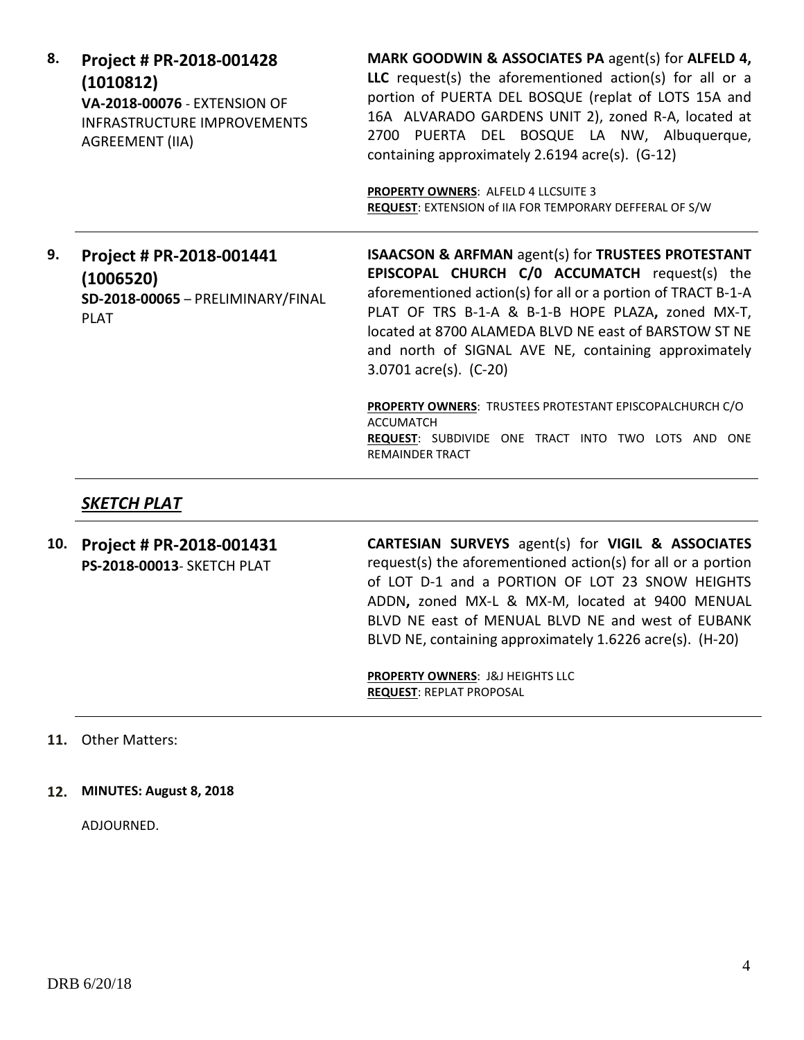**8. Project # PR-2018-001428 (1010812)**
**VA-2018-00076** - EXTENSION OF INFRASTRUCTURE IMPROVEMENTS AGREEMENT (IIA)

**MARK GOODWIN & ASSOCIATES PA** agent(s) for **ALFELD 4, LLC** request(s) the aforementioned action(s) for all or a portion of PUERTA DEL BOSQUE (replat of LOTS 15A and 16A ALVARADO GARDENS UNIT 2), zoned R-A, located at 2700 PUERTA DEL BOSQUE LA NW, Albuquerque, containing approximately 2.6194 acre(s). (G-12)

**PROPERTY OWNERS**: ALFELD 4 LLCSUITE 3
**REQUEST**: EXTENSION of IIA FOR TEMPORARY DEFFERAL OF S/W

---

**9. Project # PR-2018-001441 (1006520)**
**SD-2018-00065** – PRELIMINARY/FINAL PLAT

**ISAACSON & ARFMAN** agent(s) for **TRUSTEES PROTESTANT EPISCOPAL CHURCH C/0 ACCUMATCH** request(s) the aforementioned action(s) for all or a portion of TRACT B-1-A PLAT OF TRS B-1-A & B-1-B HOPE PLAZA**,** zoned MX-T, located at 8700 ALAMEDA BLVD NE east of BARSTOW ST NE and north of SIGNAL AVE NE, containing approximately 3.0701 acre(s). (C-20)

**PROPERTY OWNERS**: TRUSTEES PROTESTANT EPISCOPALCHURCH C/O ACCUMATCH
**REQUEST**: SUBDIVIDE ONE TRACT INTO TWO LOTS AND ONE REMAINDER TRACT

---

## ***SKETCH PLAT***

**10. Project # PR-2018-001431**
**PS-2018-00013**- SKETCH PLAT

**CARTESIAN SURVEYS** agent(s) for **VIGIL & ASSOCIATES** request(s) the aforementioned action(s) for all or a portion of LOT D-1 and a PORTION OF LOT 23 SNOW HEIGHTS ADDN**,** zoned MX-L & MX-M, located at 9400 MENUAL BLVD NE east of MENUAL BLVD NE and west of EUBANK BLVD NE, containing approximately 1.6226 acre(s). (H-20)

**PROPERTY OWNERS**: J&J HEIGHTS LLC
**REQUEST**: REPLAT PROPOSAL

---

**11.** Other Matters:

**12. MINUTES: August 8, 2018**

ADJOURNED.